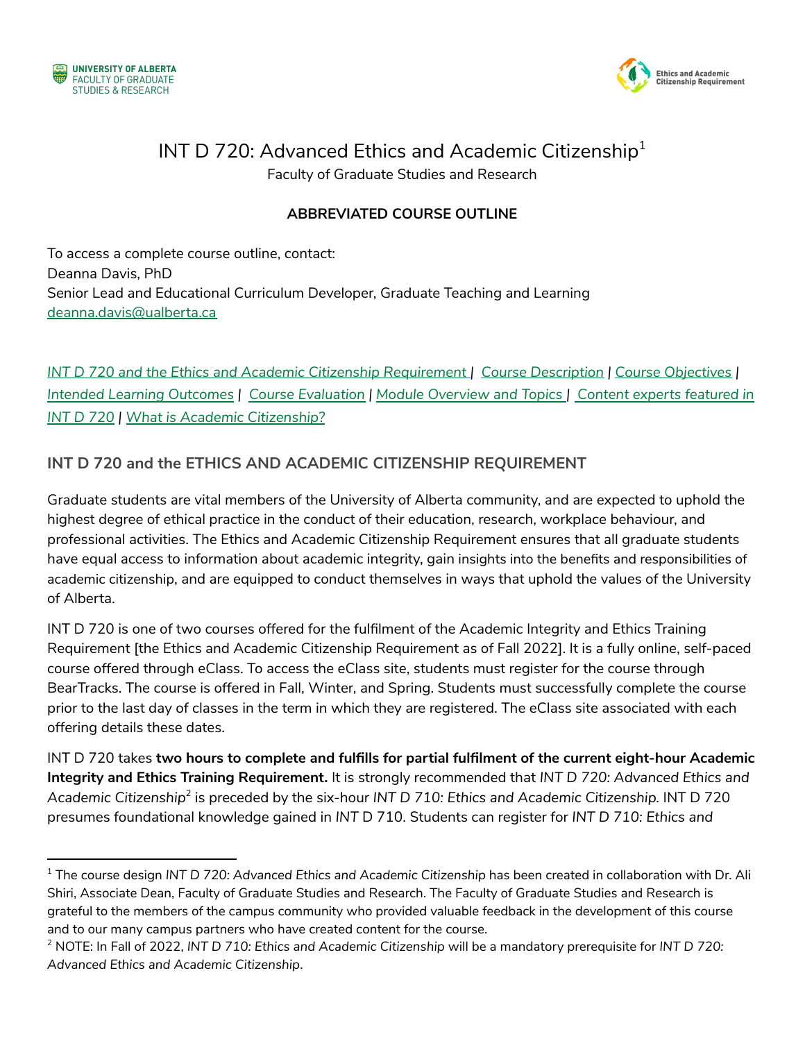# INT D 720: Advanced Ethics and Academic Citizenship[1]

Faculty of Graduate Studies and Research

**ABBREVIATED COURSE OUTLINE**

To access a complete course outline, contact:
Deanna Davis, PhD
Senior Lead and Educational Curriculum Developer, Graduate Teaching and Learning
deanna.davis@ualberta.ca

*INT D 720 and the Ethics and Academic Citizenship Requirement* | *Course Description* | *Course Objectives* | *Intended Learning Outcomes* | *Course Evaluation* | *Module Overview and Topics* | *Content experts featured in INT D 720* | *What is Academic Citizenship?*

## INT D 720 and the ETHICS AND ACADEMIC CITIZENSHIP REQUIREMENT

Graduate students are vital members of the University of Alberta community, and are expected to uphold the highest degree of ethical practice in the conduct of their education, research, workplace behaviour, and professional activities. The Ethics and Academic Citizenship Requirement ensures that all graduate students have equal access to information about academic integrity, gain insights into the benefits and responsibilities of academic citizenship, and are equipped to conduct themselves in ways that uphold the values of the University of Alberta.

INT D 720 is one of two courses offered for the fulfilment of the Academic Integrity and Ethics Training Requirement [the Ethics and Academic Citizenship Requirement as of Fall 2022]. It is a fully online, self-paced course offered through eClass. To access the eClass site, students must register for the course through BearTracks. The course is offered in Fall, Winter, and Spring. Students must successfully complete the course prior to the last day of classes in the term in which they are registered. The eClass site associated with each offering details these dates.

INT D 720 takes **two hours to complete and fulfills for partial fulfilment of the current eight-hour Academic Integrity and Ethics Training Requirement.** It is strongly recommended that *INT D 720: Advanced Ethics and Academic Citizenship*[2] is preceded by the six-hour *INT D 710: Ethics and Academic Citizenship.* INT D 720 presumes foundational knowledge gained in *INT* D 710. Students can register for *INT D 710: Ethics and*

---

[1] The course design *INT D 720: Advanced Ethics and Academic Citizenship* has been created in collaboration with Dr. Ali Shiri, Associate Dean, Faculty of Graduate Studies and Research. The Faculty of Graduate Studies and Research is grateful to the members of the campus community who provided valuable feedback in the development of this course and to our many campus partners who have created content for the course.

[2] NOTE: In Fall of 2022, *INT D 710: Ethics and Academic Citizenship* will be a mandatory prerequisite for *INT D 720: Advanced Ethics and Academic Citizenship*.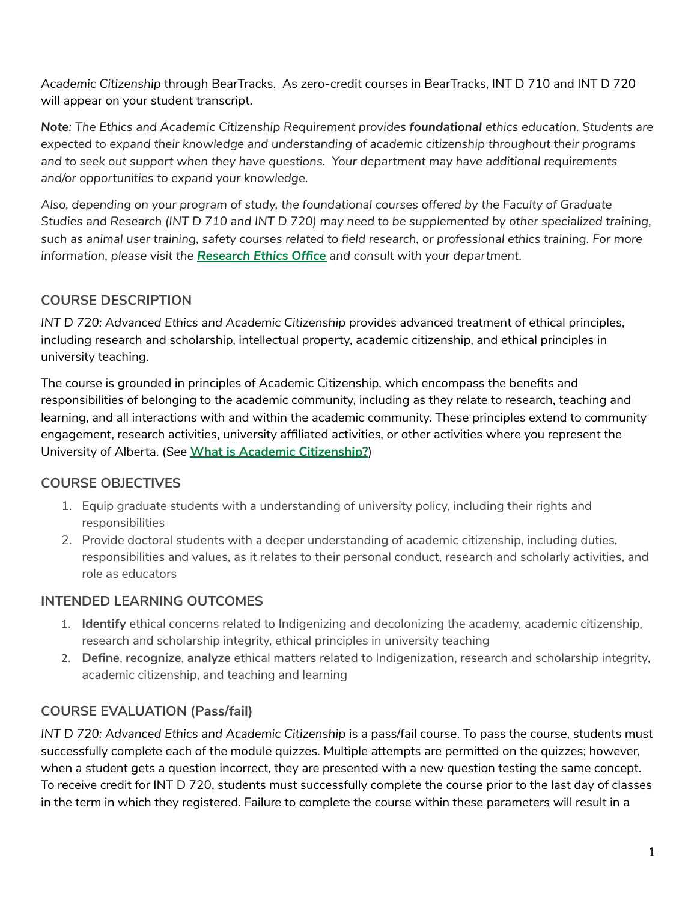*Academic Citizenship* through BearTracks. As zero-credit courses in BearTracks, INT D 710 and INT D 720 will appear on your student transcript.

**Note**: *The Ethics and Academic Citizenship Requirement provides* ***foundational*** *ethics education. Students are expected to expand their knowledge and understanding of academic citizenship throughout their programs and to seek out support when they have questions. Your department may have additional requirements and/or opportunities to expand your knowledge.*

*Also, depending on your program of study, the foundational courses offered by the Faculty of Graduate Studies and Research (INT D 710 and INT D 720) may need to be supplemented by other specialized training, such as animal user training, safety courses related to field research, or professional ethics training. For more information, please visit the* ***Research Ethics Office*** *and consult with your department.*

## COURSE DESCRIPTION

*INT D 720: Advanced Ethics and Academic Citizenship* provides advanced treatment of ethical principles, including research and scholarship, intellectual property, academic citizenship, and ethical principles in university teaching.

The course is grounded in principles of Academic Citizenship, which encompass the benefits and responsibilities of belonging to the academic community, including as they relate to research, teaching and learning, and all interactions with and within the academic community. These principles extend to community engagement, research activities, university affiliated activities, or other activities where you represent the University of Alberta. (See **What is Academic Citizenship?**)

## COURSE OBJECTIVES

1. Equip graduate students with a understanding of university policy, including their rights and responsibilities
2. Provide doctoral students with a deeper understanding of academic citizenship, including duties, responsibilities and values, as it relates to their personal conduct, research and scholarly activities, and role as educators

## INTENDED LEARNING OUTCOMES

1. **Identify** ethical concerns related to Indigenizing and decolonizing the academy, academic citizenship, research and scholarship integrity, ethical principles in university teaching
2. **Define**, **recognize**, **analyze** ethical matters related to Indigenization, research and scholarship integrity, academic citizenship, and teaching and learning

## COURSE EVALUATION (Pass/fail)

*INT D 720: Advanced Ethics and Academic Citizenship* is a pass/fail course. To pass the course, students must successfully complete each of the module quizzes. Multiple attempts are permitted on the quizzes; however, when a student gets a question incorrect, they are presented with a new question testing the same concept. To receive credit for INT D 720, students must successfully complete the course prior to the last day of classes in the term in which they registered. Failure to complete the course within these parameters will result in a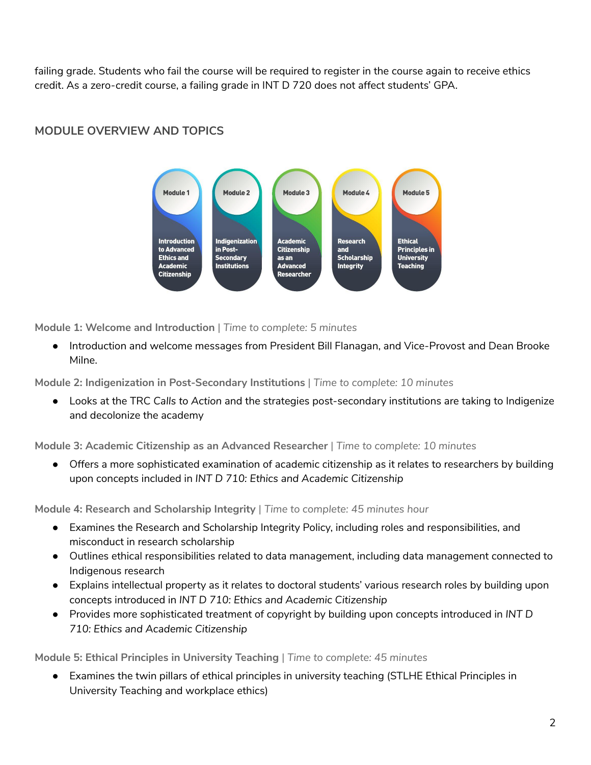failing grade. Students who fail the course will be required to register in the course again to receive ethics credit. As a zero-credit course, a failing grade in INT D 720 does not affect students' GPA.

## MODULE OVERVIEW AND TOPICS

Module 1
Introduction to Advanced Ethics and Academic Citizenship

Module 2
Indigenization in Post-Secondary Institutions

Module 3
Academic Citizenship as an Advanced Researcher

Module 4
Research and Scholarship Integrity

Module 5
Ethical Principles in University Teaching

**Module 1: Welcome and Introduction** | *Time to complete: 5 minutes*

- Introduction and welcome messages from President Bill Flanagan, and Vice-Provost and Dean Brooke Milne.

**Module 2: Indigenization in Post-Secondary Institutions** | *Time to complete: 10 minutes*

- Looks at the TRC *Calls to Action* and the strategies post-secondary institutions are taking to Indigenize and decolonize the academy

**Module 3: Academic Citizenship as an Advanced Researcher** | *Time to complete: 10 minutes*

- Offers a more sophisticated examination of academic citizenship as it relates to researchers by building upon concepts included in *INT D 710: Ethics and Academic Citizenship*

**Module 4: Research and Scholarship Integrity** | *Time to complete: 45 minutes hour*

- Examines the Research and Scholarship Integrity Policy, including roles and responsibilities, and misconduct in research scholarship
- Outlines ethical responsibilities related to data management, including data management connected to Indigenous research
- Explains intellectual property as it relates to doctoral students' various research roles by building upon concepts introduced in *INT D 710: Ethics and Academic Citizenship*
- Provides more sophisticated treatment of copyright by building upon concepts introduced in *INT D 710: Ethics and Academic Citizenship*

**Module 5: Ethical Principles in University Teaching** | *Time to complete: 45 minutes*

- Examines the twin pillars of ethical principles in university teaching (STLHE Ethical Principles in University Teaching and workplace ethics)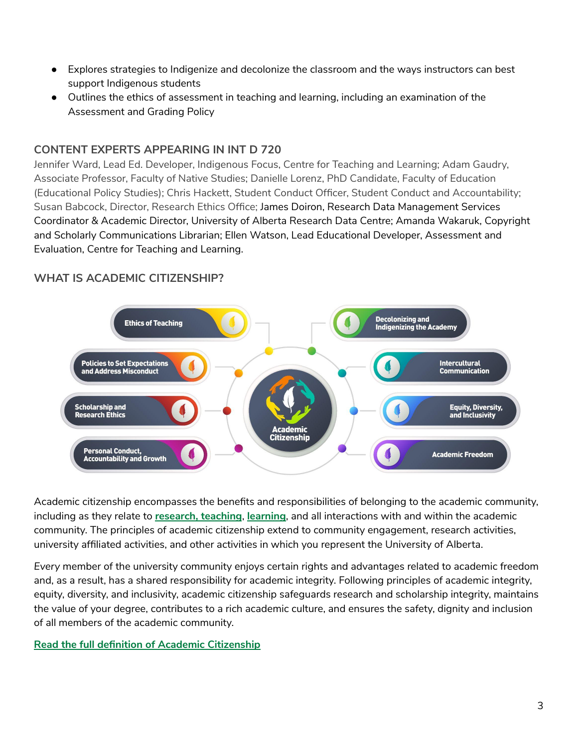- Explores strategies to Indigenize and decolonize the classroom and the ways instructors can best support Indigenous students
- Outlines the ethics of assessment in teaching and learning, including an examination of the Assessment and Grading Policy

## CONTENT EXPERTS APPEARING IN INT D 720

Jennifer Ward, Lead Ed. Developer, Indigenous Focus, Centre for Teaching and Learning; Adam Gaudry, Associate Professor, Faculty of Native Studies; Danielle Lorenz, PhD Candidate, Faculty of Education (Educational Policy Studies); Chris Hackett, Student Conduct Officer, Student Conduct and Accountability; Susan Babcock, Director, Research Ethics Office; James Doiron, Research Data Management Services Coordinator & Academic Director, University of Alberta Research Data Centre; Amanda Wakaruk, Copyright and Scholarly Communications Librarian; Ellen Watson, Lead Educational Developer, Assessment and Evaluation, Centre for Teaching and Learning.

## WHAT IS ACADEMIC CITIZENSHIP?

Ethics of Teaching
Decolonizing and Indigenizing the Academy
Policies to Set Expectations and Address Misconduct
Intercultural Communication
Scholarship and Research Ethics
Academic Citizenship
Equity, Diversity, and Inclusivity
Personal Conduct, Accountability and Growth
Academic Freedom

Academic citizenship encompasses the benefits and responsibilities of belonging to the academic community, including as they relate to **research, teaching**, **learning**, and all interactions with and within the academic community. The principles of academic citizenship extend to community engagement, research activities, university affiliated activities, and other activities in which you represent the University of Alberta.

*Every* member of the university community enjoys certain rights and advantages related to academic freedom and, as a result, has a shared responsibility for academic integrity. Following principles of academic integrity, equity, diversity, and inclusivity, academic citizenship safeguards research and scholarship integrity, maintains the value of your degree, contributes to a rich academic culture, and ensures the safety, dignity and inclusion of all members of the academic community.

**Read the full definition of Academic Citizenship**